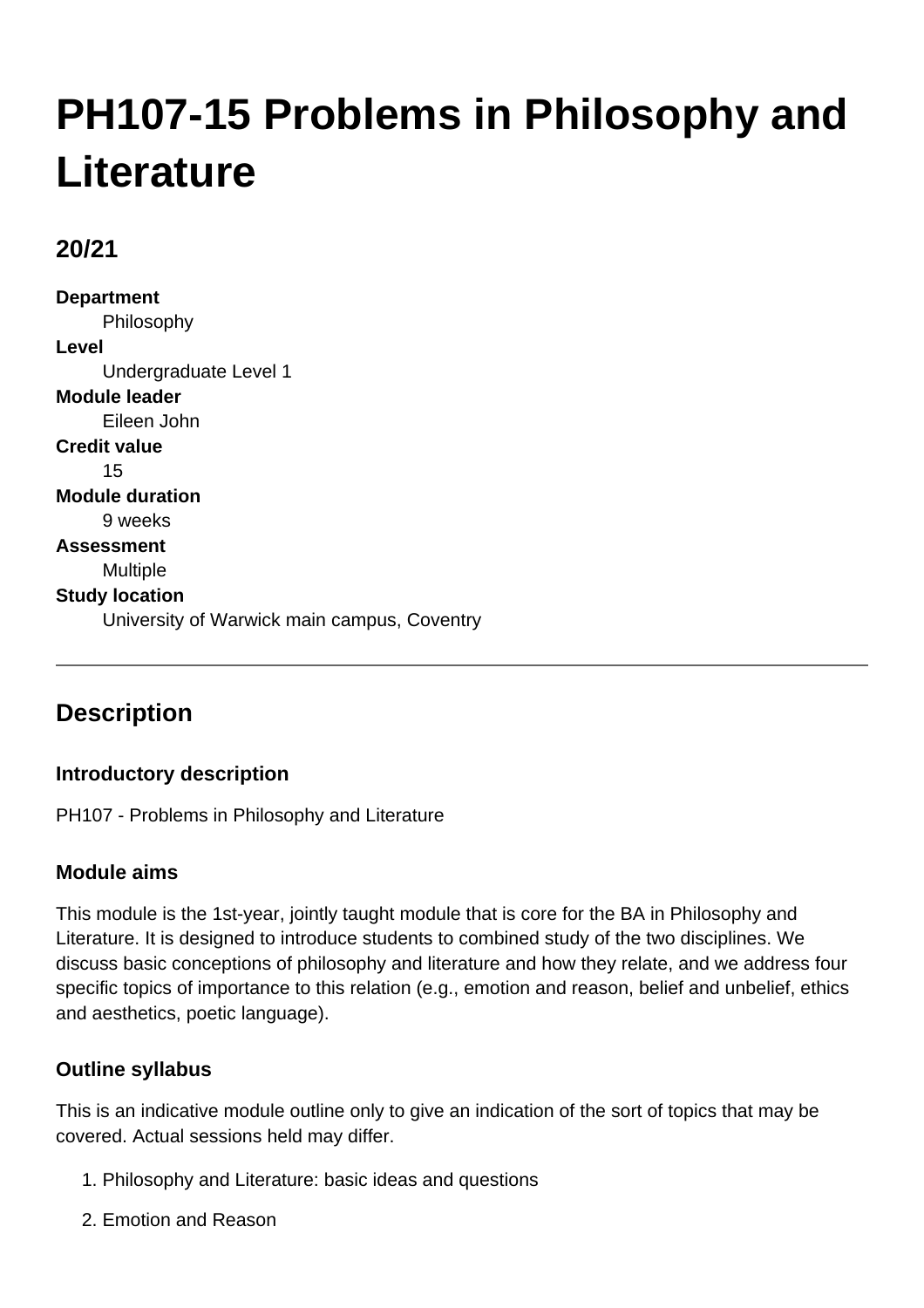# PH107-15 Problems in Philosophy and Literature

## 20/21

**Department**
Philosophy

**Level**
Undergraduate Level 1

**Module leader**
Eileen John

**Credit value**
15

**Module duration**
9 weeks

**Assessment**
Multiple

**Study location**
University of Warwick main campus, Coventry

---

## Description

### Introductory description

PH107 - Problems in Philosophy and Literature

### Module aims

This module is the 1st-year, jointly taught module that is core for the BA in Philosophy and Literature. It is designed to introduce students to combined study of the two disciplines. We discuss basic conceptions of philosophy and literature and how they relate, and we address four specific topics of importance to this relation (e.g., emotion and reason, belief and unbelief, ethics and aesthetics, poetic language).

### Outline syllabus

This is an indicative module outline only to give an indication of the sort of topics that may be covered. Actual sessions held may differ.

1. Philosophy and Literature: basic ideas and questions
2. Emotion and Reason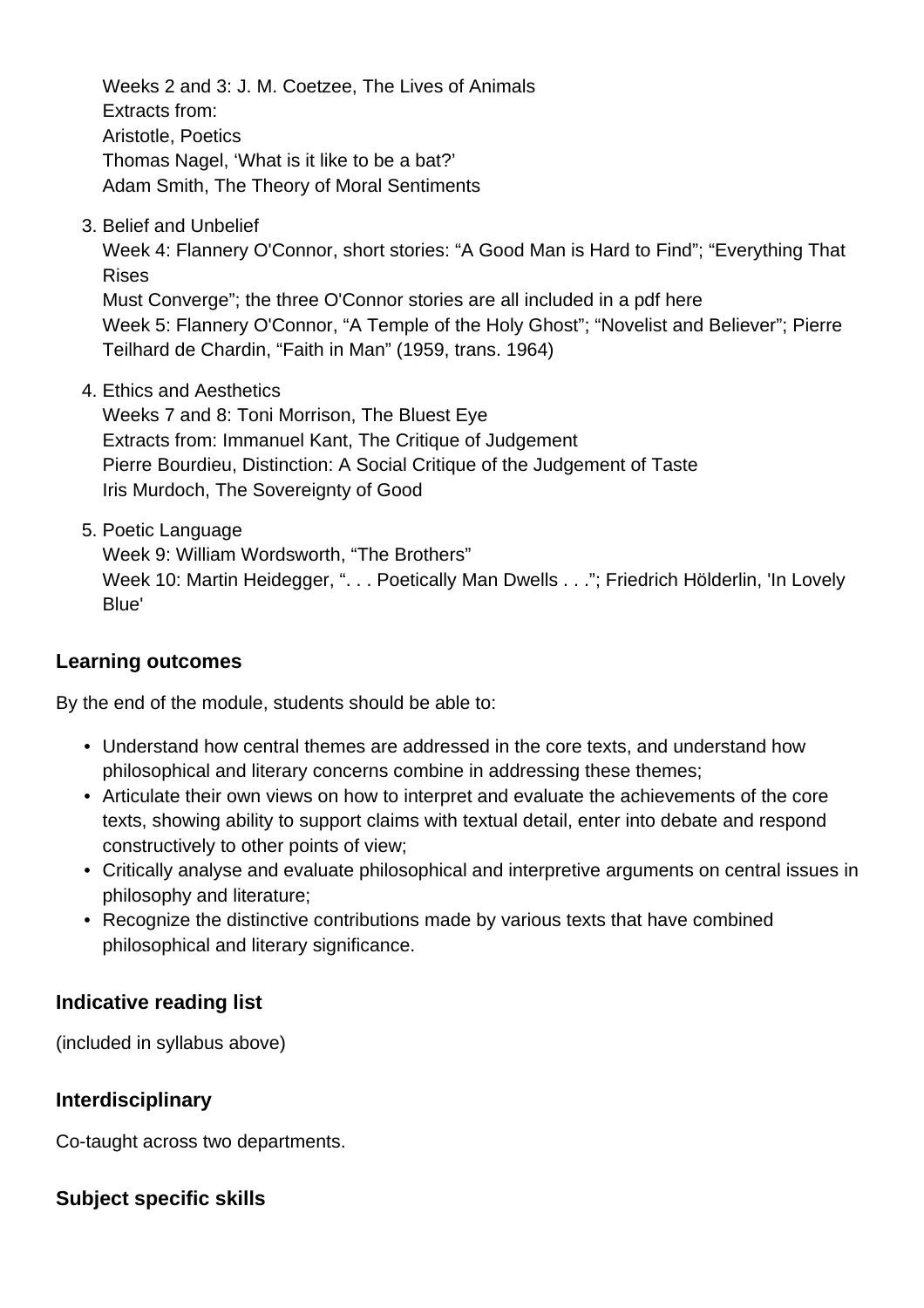Weeks 2 and 3: J. M. Coetzee, The Lives of Animals
Extracts from:
Aristotle, Poetics
Thomas Nagel, 'What is it like to be a bat?'
Adam Smith, The Theory of Moral Sentiments

3. Belief and Unbelief
   Week 4: Flannery O'Connor, short stories: "A Good Man is Hard to Find"; "Everything That Rises
   Must Converge"; the three O'Connor stories are all included in a pdf here
   Week 5: Flannery O'Connor, "A Temple of the Holy Ghost"; "Novelist and Believer"; Pierre Teilhard de Chardin, "Faith in Man" (1959, trans. 1964)

4. Ethics and Aesthetics
   Weeks 7 and 8: Toni Morrison, The Bluest Eye
   Extracts from: Immanuel Kant, The Critique of Judgement
   Pierre Bourdieu, Distinction: A Social Critique of the Judgement of Taste
   Iris Murdoch, The Sovereignty of Good

5. Poetic Language
   Week 9: William Wordsworth, "The Brothers"
   Week 10: Martin Heidegger, ". . . Poetically Man Dwells . . ."; Friedrich Hölderlin, 'In Lovely Blue'

### Learning outcomes

By the end of the module, students should be able to:

- Understand how central themes are addressed in the core texts, and understand how philosophical and literary concerns combine in addressing these themes;
- Articulate their own views on how to interpret and evaluate the achievements of the core texts, showing ability to support claims with textual detail, enter into debate and respond constructively to other points of view;
- Critically analyse and evaluate philosophical and interpretive arguments on central issues in philosophy and literature;
- Recognize the distinctive contributions made by various texts that have combined philosophical and literary significance.

### Indicative reading list

(included in syllabus above)

### Interdisciplinary

Co-taught across two departments.

### Subject specific skills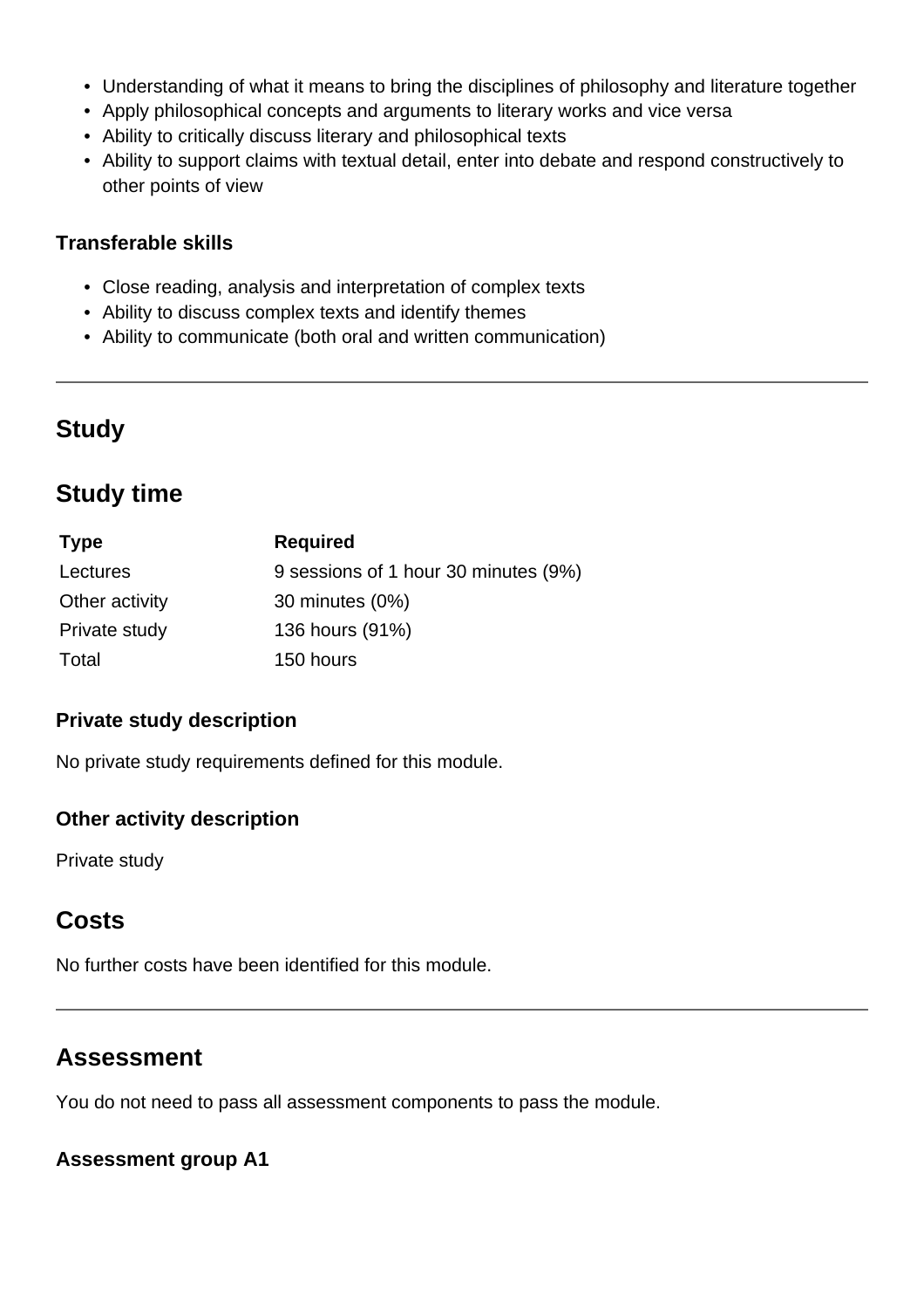- Understanding of what it means to bring the disciplines of philosophy and literature together
- Apply philosophical concepts and arguments to literary works and vice versa
- Ability to critically discuss literary and philosophical texts
- Ability to support claims with textual detail, enter into debate and respond constructively to other points of view

### Transferable skills

- Close reading, analysis and interpretation of complex texts
- Ability to discuss complex texts and identify themes
- Ability to communicate (both oral and written communication)

---

## Study

## Study time

| Type | Required |
|---|---|
| Lectures | 9 sessions of 1 hour 30 minutes (9%) |
| Other activity | 30 minutes (0%) |
| Private study | 136 hours (91%) |
| Total | 150 hours |

### Private study description

No private study requirements defined for this module.

### Other activity description

Private study

## Costs

No further costs have been identified for this module.

---

## Assessment

You do not need to pass all assessment components to pass the module.

### Assessment group A1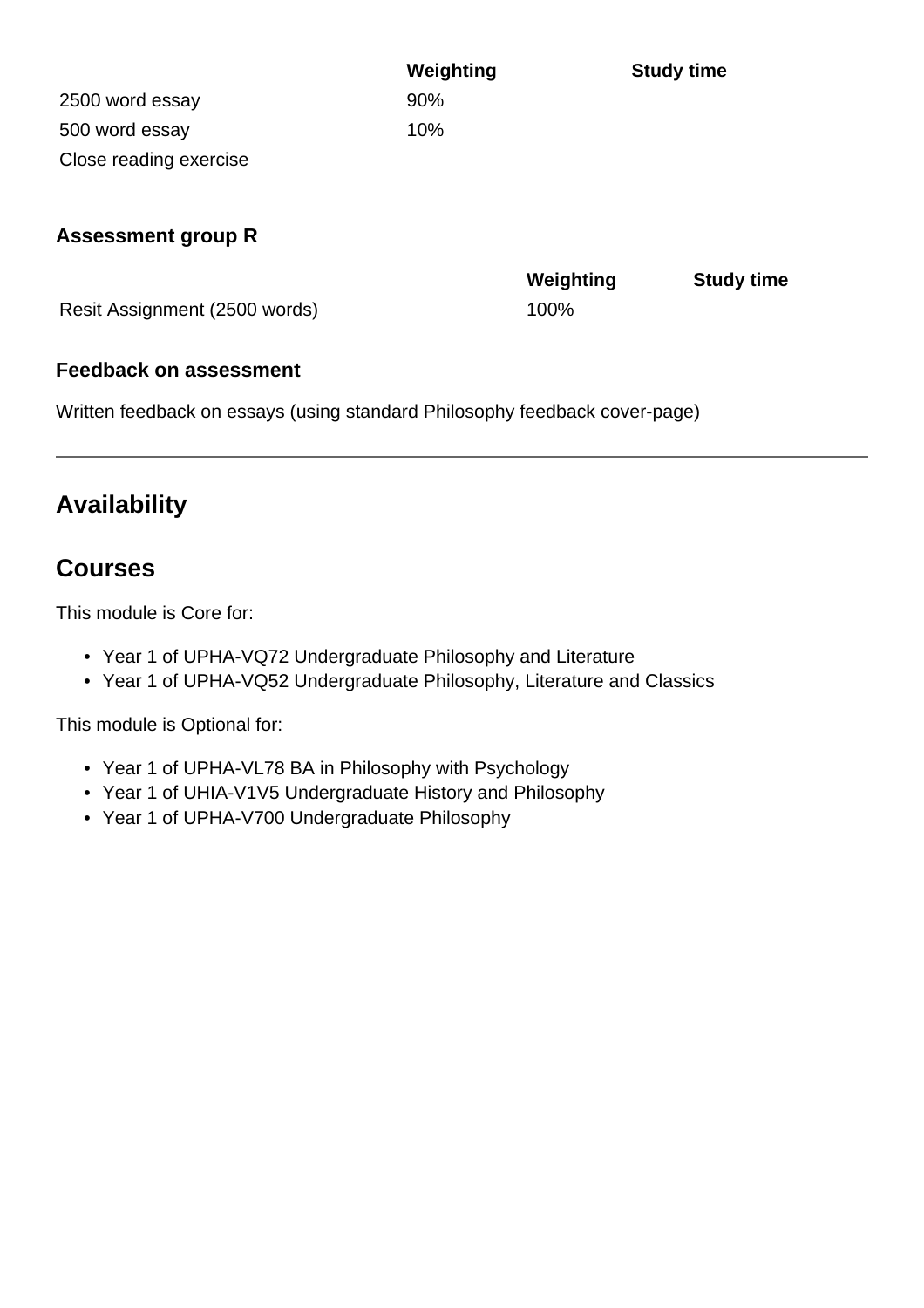| | Weighting | Study time |
| --- | --- | --- |
| 2500 word essay | 90% | |
| 500 word essay | 10% | |
| Close reading exercise | | |

**Assessment group R**

| | Weighting | Study time |
| --- | --- | --- |
| Resit Assignment (2500 words) | 100% | |

**Feedback on assessment**

Written feedback on essays (using standard Philosophy feedback cover-page)

---

## Availability

## Courses

This module is Core for:

- Year 1 of UPHA-VQ72 Undergraduate Philosophy and Literature
- Year 1 of UPHA-VQ52 Undergraduate Philosophy, Literature and Classics

This module is Optional for:

- Year 1 of UPHA-VL78 BA in Philosophy with Psychology
- Year 1 of UHIA-V1V5 Undergraduate History and Philosophy
- Year 1 of UPHA-V700 Undergraduate Philosophy